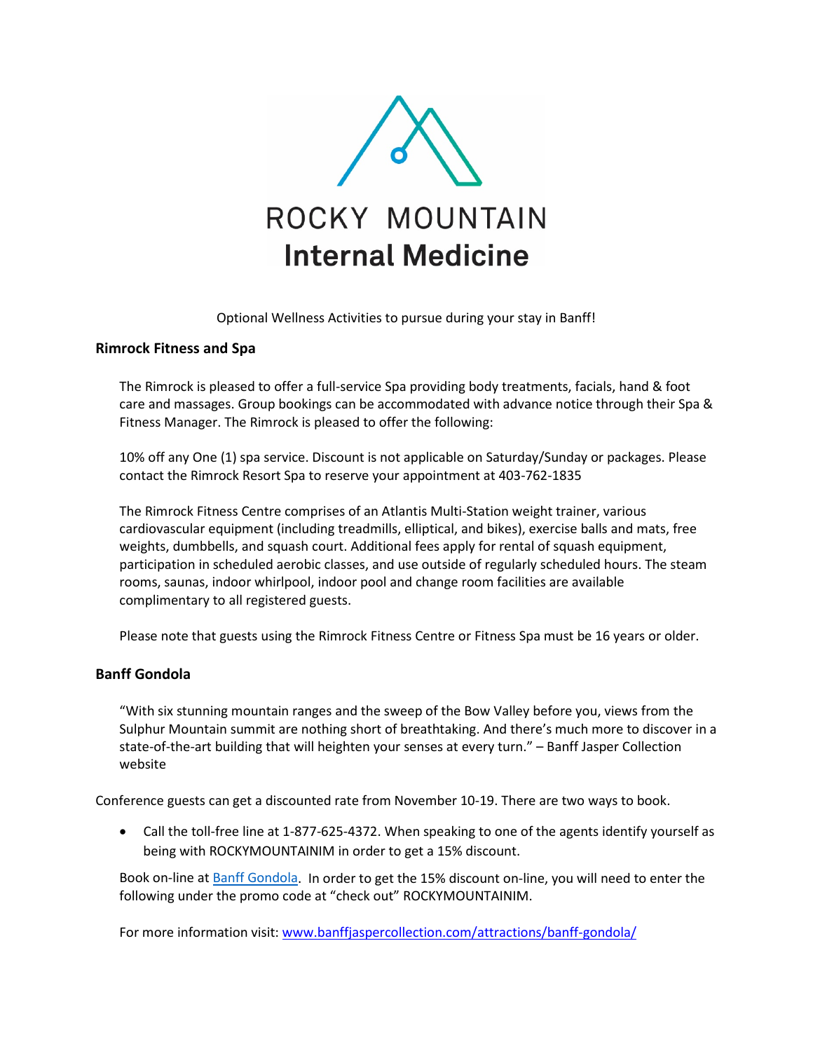# ROCKY MOUNTAIN
# Internal Medicine

Optional Wellness Activities to pursue during your stay in Banff!

## Rimrock Fitness and Spa

The Rimrock is pleased to offer a full-service Spa providing body treatments, facials, hand & foot care and massages. Group bookings can be accommodated with advance notice through their Spa & Fitness Manager. The Rimrock is pleased to offer the following:

10% off any One (1) spa service. Discount is not applicable on Saturday/Sunday or packages. Please contact the Rimrock Resort Spa to reserve your appointment at 403-762-1835

The Rimrock Fitness Centre comprises of an Atlantis Multi-Station weight trainer, various cardiovascular equipment (including treadmills, elliptical, and bikes), exercise balls and mats, free weights, dumbbells, and squash court. Additional fees apply for rental of squash equipment, participation in scheduled aerobic classes, and use outside of regularly scheduled hours. The steam rooms, saunas, indoor whirlpool, indoor pool and change room facilities are available complimentary to all registered guests.

Please note that guests using the Rimrock Fitness Centre or Fitness Spa must be 16 years or older.

## Banff Gondola

"With six stunning mountain ranges and the sweep of the Bow Valley before you, views from the Sulphur Mountain summit are nothing short of breathtaking. And there's much more to discover in a state-of-the-art building that will heighten your senses at every turn." – Banff Jasper Collection website

Conference guests can get a discounted rate from November 10-19. There are two ways to book.

- Call the toll-free line at 1-877-625-4372. When speaking to one of the agents identify yourself as being with ROCKYMOUNTAINIM in order to get a 15% discount.

Book on-line at [Banff Gondola](). In order to get the 15% discount on-line, you will need to enter the following under the promo code at "check out" ROCKYMOUNTAINIM.

For more information visit: [www.banffjaspercollection.com/attractions/banff-gondola/](www.banffjaspercollection.com/attractions/banff-gondola/)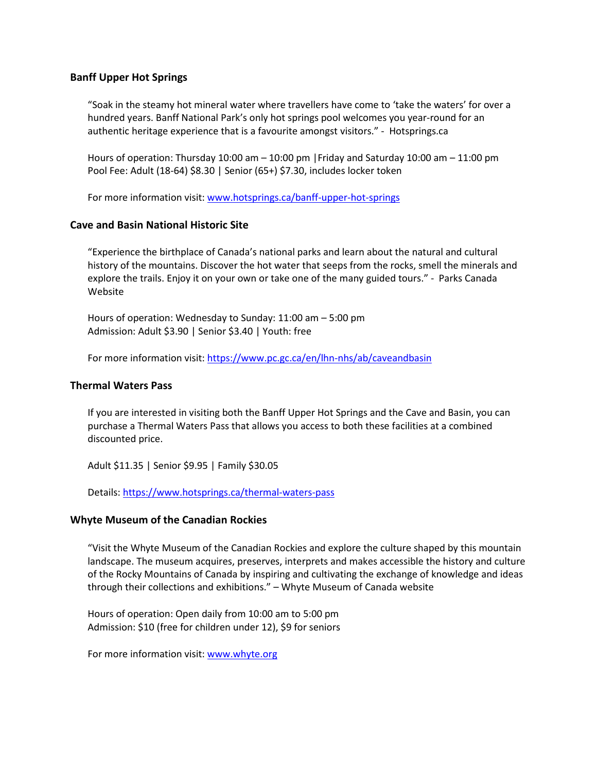### Banff Upper Hot Springs

"Soak in the steamy hot mineral water where travellers have come to 'take the waters' for over a hundred years. Banff National Park's only hot springs pool welcomes you year-round for an authentic heritage experience that is a favourite amongst visitors." - Hotsprings.ca

Hours of operation: Thursday 10:00 am – 10:00 pm |Friday and Saturday 10:00 am – 11:00 pm
Pool Fee: Adult (18-64) $8.30 | Senior (65+) $7.30, includes locker token

For more information visit: [www.hotsprings.ca/banff-upper-hot-springs](www.hotsprings.ca/banff-upper-hot-springs)

### Cave and Basin National Historic Site

"Experience the birthplace of Canada's national parks and learn about the natural and cultural history of the mountains. Discover the hot water that seeps from the rocks, smell the minerals and explore the trails. Enjoy it on your own or take one of the many guided tours." - Parks Canada Website

Hours of operation: Wednesday to Sunday: 11:00 am – 5:00 pm
Admission: Adult $3.90 | Senior $3.40 | Youth: free

For more information visit: [https://www.pc.gc.ca/en/lhn-nhs/ab/caveandbasin](https://www.pc.gc.ca/en/lhn-nhs/ab/caveandbasin)

### Thermal Waters Pass

If you are interested in visiting both the Banff Upper Hot Springs and the Cave and Basin, you can purchase a Thermal Waters Pass that allows you access to both these facilities at a combined discounted price.

Adult $11.35 | Senior $9.95 | Family $30.05

Details: [https://www.hotsprings.ca/thermal-waters-pass](https://www.hotsprings.ca/thermal-waters-pass)

### Whyte Museum of the Canadian Rockies

"Visit the Whyte Museum of the Canadian Rockies and explore the culture shaped by this mountain landscape. The museum acquires, preserves, interprets and makes accessible the history and culture of the Rocky Mountains of Canada by inspiring and cultivating the exchange of knowledge and ideas through their collections and exhibitions." – Whyte Museum of Canada website

Hours of operation: Open daily from 10:00 am to 5:00 pm
Admission: $10 (free for children under 12), $9 for seniors

For more information visit: [www.whyte.org](www.whyte.org)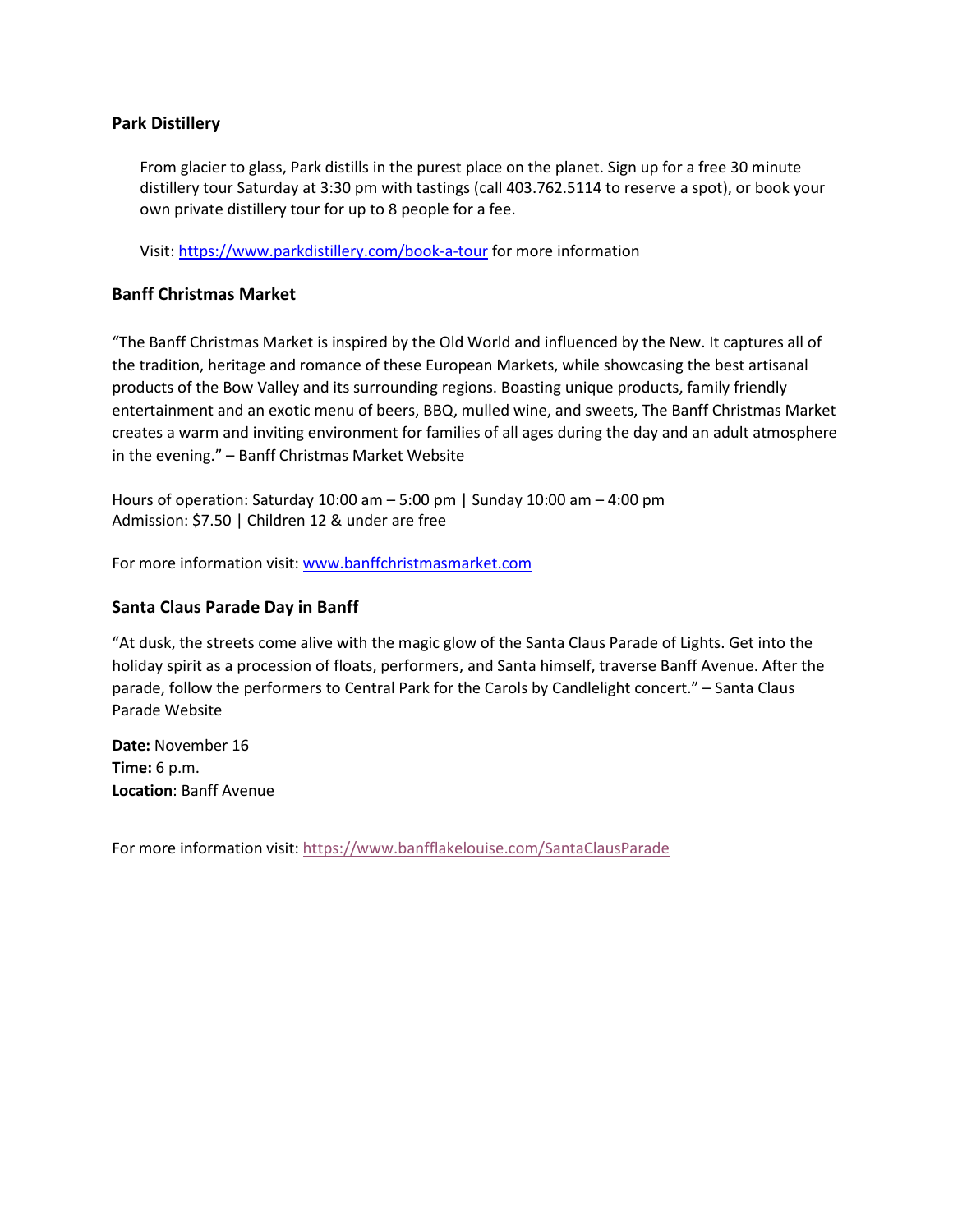### Park Distillery

From glacier to glass, Park distills in the purest place on the planet. Sign up for a free 30 minute distillery tour Saturday at 3:30 pm with tastings (call 403.762.5114 to reserve a spot), or book your own private distillery tour for up to 8 people for a fee.

Visit: [https://www.parkdistillery.com/book-a-tour](https://www.parkdistillery.com/book-a-tour) for more information

### Banff Christmas Market

"The Banff Christmas Market is inspired by the Old World and influenced by the New. It captures all of the tradition, heritage and romance of these European Markets, while showcasing the best artisanal products of the Bow Valley and its surrounding regions. Boasting unique products, family friendly entertainment and an exotic menu of beers, BBQ, mulled wine, and sweets, The Banff Christmas Market creates a warm and inviting environment for families of all ages during the day and an adult atmosphere in the evening." – Banff Christmas Market Website

Hours of operation: Saturday 10:00 am – 5:00 pm | Sunday 10:00 am – 4:00 pm
Admission: $7.50 | Children 12 & under are free

For more information visit: [www.banffchristmasmarket.com](www.banffchristmasmarket.com)

### Santa Claus Parade Day in Banff

"At dusk, the streets come alive with the magic glow of the Santa Claus Parade of Lights. Get into the holiday spirit as a procession of floats, performers, and Santa himself, traverse Banff Avenue. After the parade, follow the performers to Central Park for the Carols by Candlelight concert." – Santa Claus Parade Website

**Date:** November 16
**Time:** 6 p.m.
**Location**: Banff Avenue

For more information visit: [https://www.banfflakelouise.com/SantaClausParade](https://www.banfflakelouise.com/SantaClausParade)